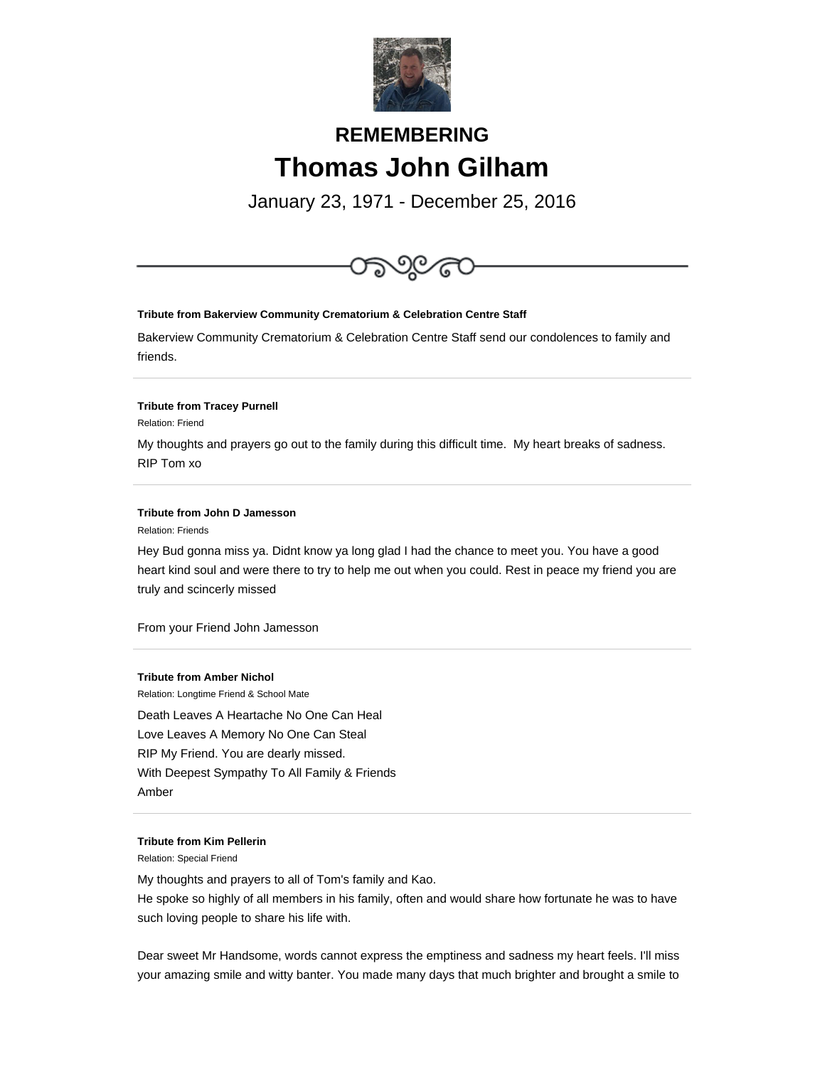## REMEMBERING

# Thomas John Gilham

January 23, 1971 - December 25, 2016

---

**Tribute from Bakerview Community Crematorium & Celebration Centre Staff**

Bakerview Community Crematorium & Celebration Centre Staff send our condolences to family and friends.

---

**Tribute from Tracey Purnell**

Relation: Friend

My thoughts and prayers go out to the family during this difficult time.  My heart breaks of sadness. RIP Tom xo

---

**Tribute from John D Jamesson**

Relation: Friends

Hey Bud gonna miss ya. Didnt know ya long glad I had the chance to meet you. You have a good heart kind soul and were there to try to help me out when you could. Rest in peace my friend you are truly and scincerly missed

From your Friend John Jamesson

---

**Tribute from Amber Nichol**

Relation: Longtime Friend & School Mate

Death Leaves A Heartache No One Can Heal
Love Leaves A Memory No One Can Steal
RIP My Friend. You are dearly missed.
With Deepest Sympathy To All Family & Friends
Amber

---

**Tribute from Kim Pellerin**

Relation: Special Friend

My thoughts and prayers to all of Tom's family and Kao.
He spoke so highly of all members in his family, often and would share how fortunate he was to have such loving people to share his life with.

Dear sweet Mr Handsome, words cannot express the emptiness and sadness my heart feels. I'll miss your amazing smile and witty banter. You made many days that much brighter and brought a smile to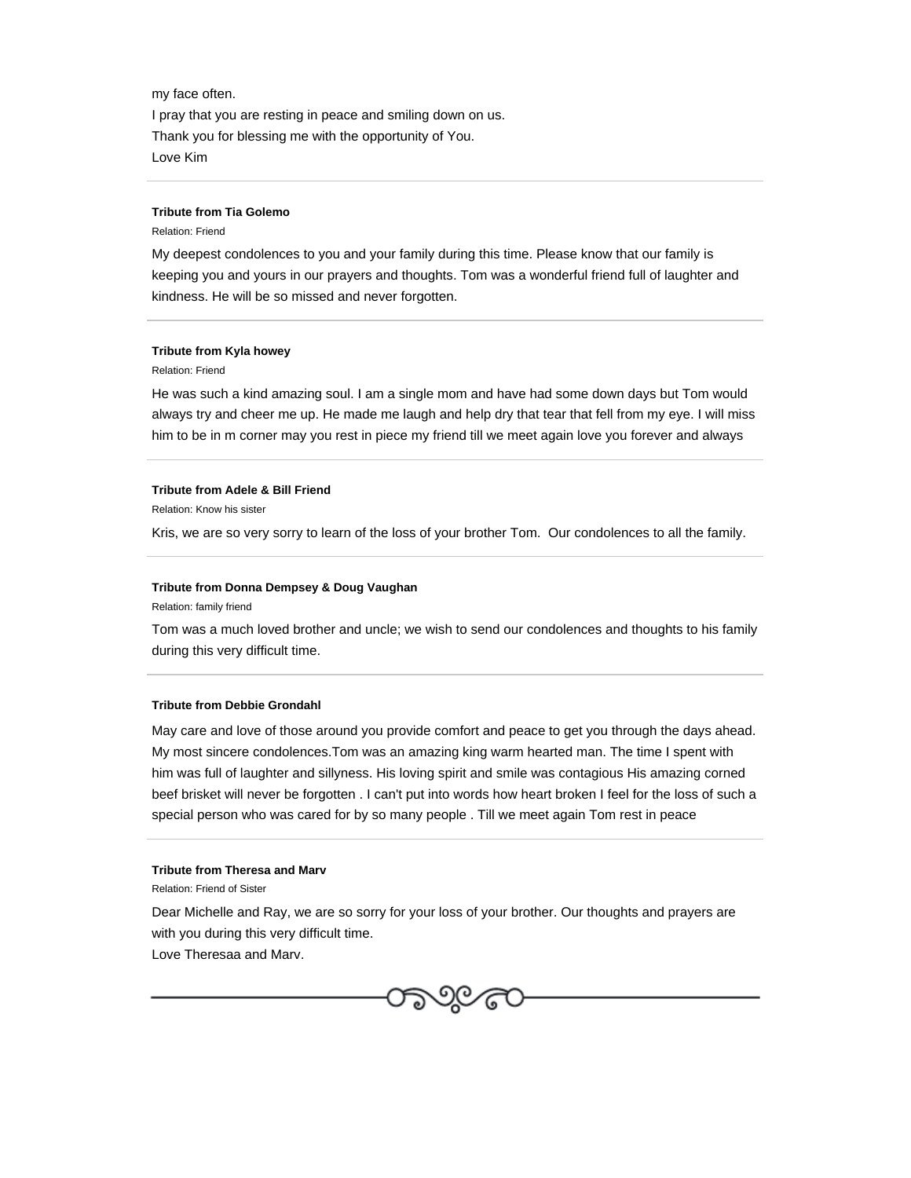my face often.
I pray that you are resting in peace and smiling down on us.
Thank you for blessing me with the opportunity of You.
Love Kim

---

**Tribute from Tia Golemo**

Relation: Friend

My deepest condolences to you and your family during this time. Please know that our family is keeping you and yours in our prayers and thoughts. Tom was a wonderful friend full of laughter and kindness. He will be so missed and never forgotten.

---

**Tribute from Kyla howey**

Relation: Friend

He was such a kind amazing soul. I am a single mom and have had some down days but Tom would always try and cheer me up. He made me laugh and help dry that tear that fell from my eye. I will miss him to be in m corner may you rest in piece my friend till we meet again love you forever and always

---

**Tribute from Adele & Bill Friend**

Relation: Know his sister

Kris, we are so very sorry to learn of the loss of your brother Tom. Our condolences to all the family.

---

**Tribute from Donna Dempsey & Doug Vaughan**

Relation: family friend

Tom was a much loved brother and uncle; we wish to send our condolences and thoughts to his family during this very difficult time.

---

**Tribute from Debbie Grondahl**

May care and love of those around you provide comfort and peace to get you through the days ahead. My most sincere condolences.Tom was an amazing king warm hearted man. The time I spent with him was full of laughter and sillyness. His loving spirit and smile was contagious His amazing corned beef brisket will never be forgotten . I can't put into words how heart broken I feel for the loss of such a special person who was cared for by so many people . Till we meet again Tom rest in peace

---

**Tribute from Theresa and Marv**

Relation: Friend of Sister

Dear Michelle and Ray, we are so sorry for your loss of your brother. Our thoughts and prayers are with you during this very difficult time.
Love Theresaa and Marv.